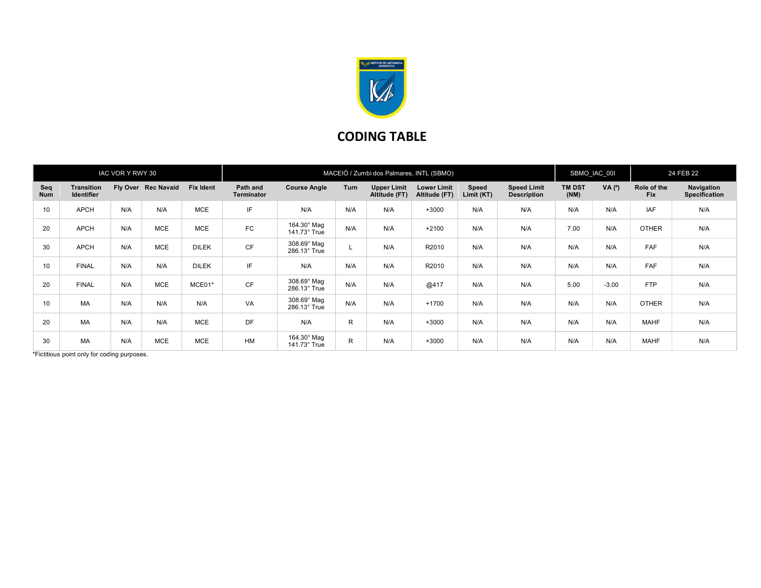# CODING TABLE

| IAC VOR Y RWY 30 | | | | MACEIÓ / Zumbi dos Palmares, INTL (SBMO) | | | | | | | SBMO_IAC_00I | | 24 FEB 22 | |
|---|---|---|---|---|---|---|---|---|---|---|---|---|---|---|
| Seq Num | Transition Identifier | Fly Over | Rec Navaid | Fix Ident | Path and Terminator | Course Angle | Turn | Upper Limit Altitude (FT) | Lower Limit Altitude (FT) | Speed Limit (KT) | Speed Limit Description | TM DST (NM) | VA (º) | Role of the Fix | Navigation Specification |
| 10 | APCH | N/A | N/A | MCE | IF | N/A | N/A | N/A | +3000 | N/A | N/A | N/A | N/A | IAF | N/A |
| 20 | APCH | N/A | MCE | MCE | FC | 164.30° Mag 141.73° True | N/A | N/A | +2100 | N/A | N/A | 7.00 | N/A | OTHER | N/A |
| 30 | APCH | N/A | MCE | DILEK | CF | 308.69° Mag 286.13° True | L | N/A | R2010 | N/A | N/A | N/A | N/A | FAF | N/A |
| 10 | FINAL | N/A | N/A | DILEK | IF | N/A | N/A | N/A | R2010 | N/A | N/A | N/A | N/A | FAF | N/A |
| 20 | FINAL | N/A | MCE | MCE01* | CF | 308.69° Mag 286.13° True | N/A | N/A | @417 | N/A | N/A | 5.00 | -3.00 | FTP | N/A |
| 10 | MA | N/A | N/A | N/A | VA | 308.69° Mag 286.13° True | N/A | N/A | +1700 | N/A | N/A | N/A | N/A | OTHER | N/A |
| 20 | MA | N/A | N/A | MCE | DF | N/A | R | N/A | +3000 | N/A | N/A | N/A | N/A | MAHF | N/A |
| 30 | MA | N/A | MCE | MCE | HM | 164.30° Mag 141.73° True | R | N/A | +3000 | N/A | N/A | N/A | N/A | MAHF | N/A |

*Fictitious point only for coding purposes.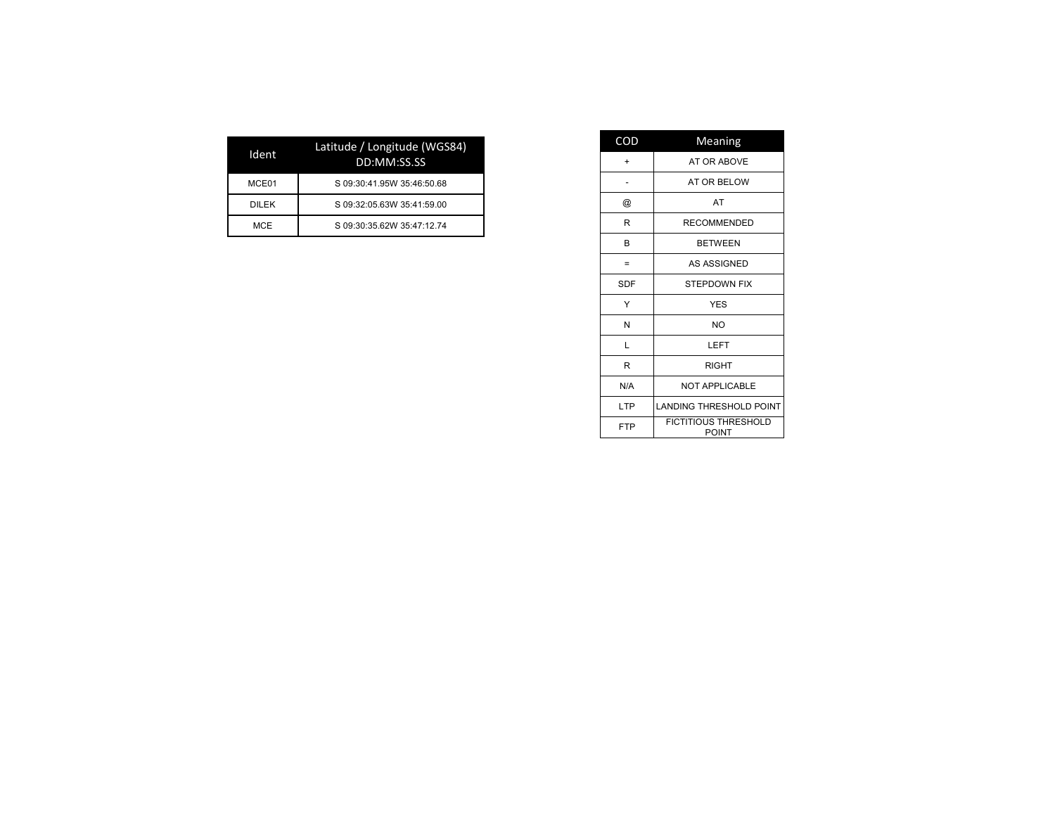| Ident | Latitude / Longitude (WGS84) DD:MM:SS.SS |
|---|---|
| MCE01 | S 09:30:41.95W 35:46:50.68 |
| DILEK | S 09:32:05.63W 35:41:59.00 |
| MCE | S 09:30:35.62W 35:47:12.74 |

| COD | Meaning |
|---|---|
| + | AT OR ABOVE |
| - | AT OR BELOW |
| @ | AT |
| R | RECOMMENDED |
| B | BETWEEN |
| = | AS ASSIGNED |
| SDF | STEPDOWN FIX |
| Y | YES |
| N | NO |
| L | LEFT |
| R | RIGHT |
| N/A | NOT APPLICABLE |
| LTP | LANDING THRESHOLD POINT |
| FTP | FICTITIOUS THRESHOLD POINT |